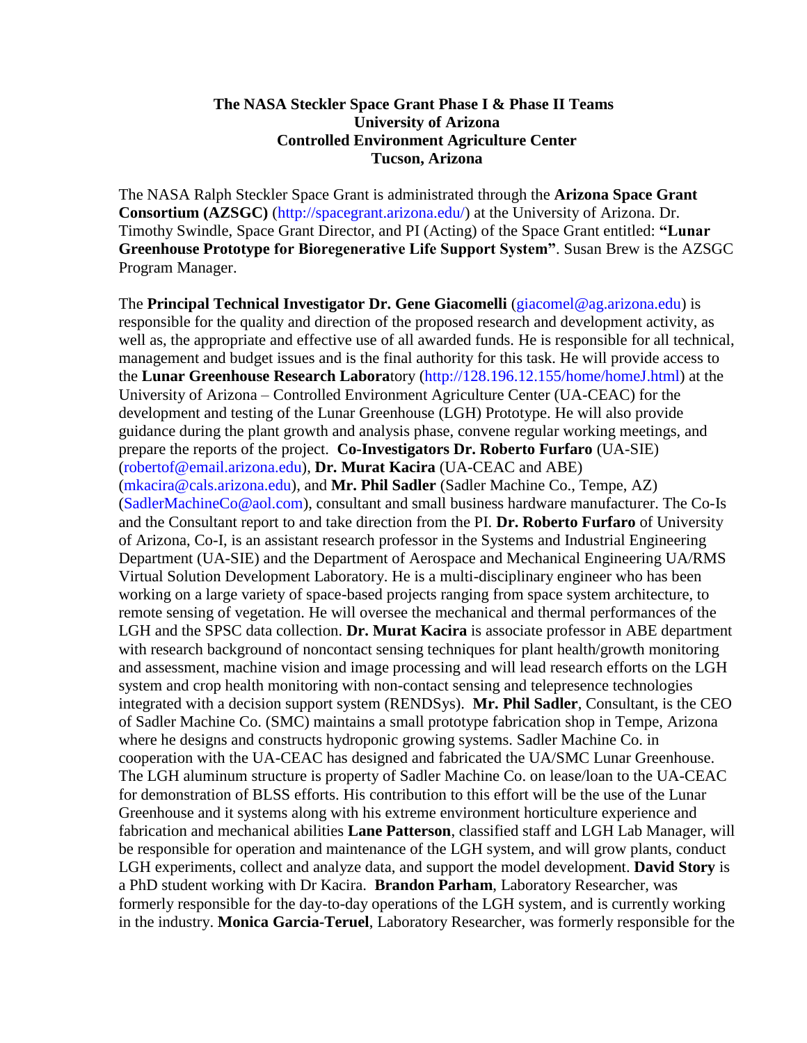**The NASA Steckler Space Grant Phase I & Phase II Teams**
**University of Arizona**
**Controlled Environment Agriculture Center**
**Tucson, Arizona**

The NASA Ralph Steckler Space Grant is administrated through the **Arizona Space Grant Consortium (AZSGC)** (http://spacegrant.arizona.edu/) at the University of Arizona. Dr. Timothy Swindle, Space Grant Director, and PI (Acting) of the Space Grant entitled: **"Lunar Greenhouse Prototype for Bioregenerative Life Support System"**. Susan Brew is the AZSGC Program Manager.

The **Principal Technical Investigator Dr. Gene Giacomelli** (giacomel@ag.arizona.edu) is responsible for the quality and direction of the proposed research and development activity, as well as, the appropriate and effective use of all awarded funds. He is responsible for all technical, management and budget issues and is the final authority for this task. He will provide access to the **Lunar Greenhouse Research Labora**tory (http://128.196.12.155/home/homeJ.html) at the University of Arizona – Controlled Environment Agriculture Center (UA-CEAC) for the development and testing of the Lunar Greenhouse (LGH) Prototype. He will also provide guidance during the plant growth and analysis phase, convene regular working meetings, and prepare the reports of the project. **Co-Investigators Dr. Roberto Furfaro** (UA-SIE) (robertof@email.arizona.edu), **Dr. Murat Kacira** (UA-CEAC and ABE) (mkacira@cals.arizona.edu), and **Mr. Phil Sadler** (Sadler Machine Co., Tempe, AZ) (SadlerMachineCo@aol.com), consultant and small business hardware manufacturer. The Co-Is and the Consultant report to and take direction from the PI. **Dr. Roberto Furfaro** of University of Arizona, Co-I, is an assistant research professor in the Systems and Industrial Engineering Department (UA-SIE) and the Department of Aerospace and Mechanical Engineering UA/RMS Virtual Solution Development Laboratory. He is a multi-disciplinary engineer who has been working on a large variety of space-based projects ranging from space system architecture, to remote sensing of vegetation. He will oversee the mechanical and thermal performances of the LGH and the SPSC data collection. **Dr. Murat Kacira** is associate professor in ABE department with research background of noncontact sensing techniques for plant health/growth monitoring and assessment, machine vision and image processing and will lead research efforts on the LGH system and crop health monitoring with non-contact sensing and telepresence technologies integrated with a decision support system (RENDSys). **Mr. Phil Sadler**, Consultant, is the CEO of Sadler Machine Co. (SMC) maintains a small prototype fabrication shop in Tempe, Arizona where he designs and constructs hydroponic growing systems. Sadler Machine Co. in cooperation with the UA-CEAC has designed and fabricated the UA/SMC Lunar Greenhouse. The LGH aluminum structure is property of Sadler Machine Co. on lease/loan to the UA-CEAC for demonstration of BLSS efforts. His contribution to this effort will be the use of the Lunar Greenhouse and it systems along with his extreme environment horticulture experience and fabrication and mechanical abilities **Lane Patterson**, classified staff and LGH Lab Manager, will be responsible for operation and maintenance of the LGH system, and will grow plants, conduct LGH experiments, collect and analyze data, and support the model development. **David Story** is a PhD student working with Dr Kacira. **Brandon Parham**, Laboratory Researcher, was formerly responsible for the day-to-day operations of the LGH system, and is currently working in the industry. **Monica Garcia-Teruel**, Laboratory Researcher, was formerly responsible for the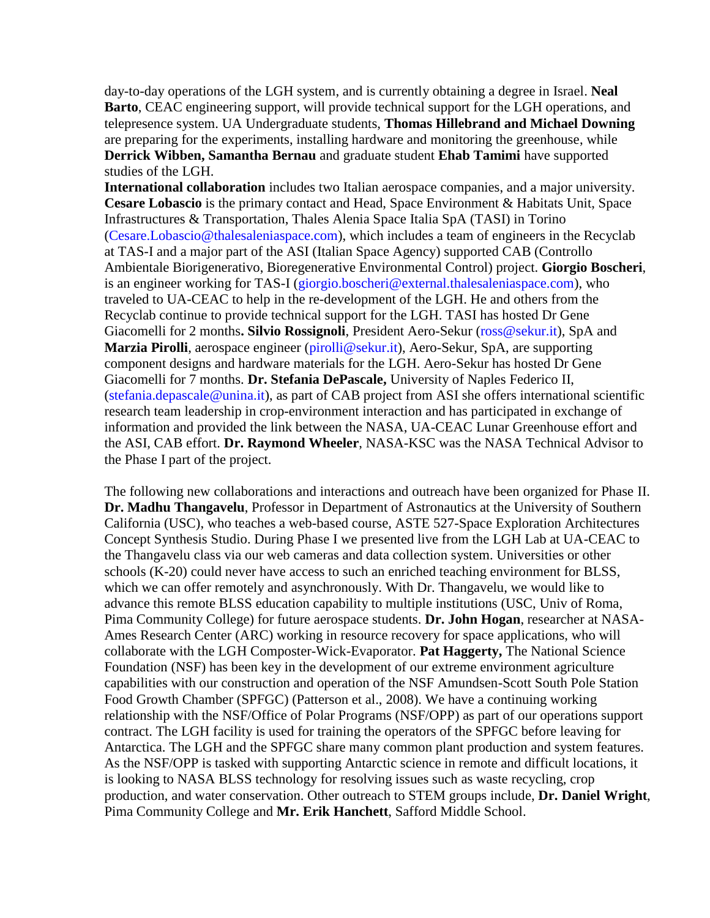day-to-day operations of the LGH system, and is currently obtaining a degree in Israel. **Neal Barto**, CEAC engineering support, will provide technical support for the LGH operations, and telepresence system. UA Undergraduate students, **Thomas Hillebrand and Michael Downing** are preparing for the experiments, installing hardware and monitoring the greenhouse, while **Derrick Wibben, Samantha Bernau** and graduate student **Ehab Tamimi** have supported studies of the LGH.

**International collaboration** includes two Italian aerospace companies, and a major university. **Cesare Lobascio** is the primary contact and Head, Space Environment & Habitats Unit, Space Infrastructures & Transportation, Thales Alenia Space Italia SpA (TASI) in Torino (Cesare.Lobascio@thalesaleniaspace.com), which includes a team of engineers in the Recyclab at TAS-I and a major part of the ASI (Italian Space Agency) supported CAB (Controllo Ambientale Biorigenerativo, Bioregenerative Environmental Control) project. **Giorgio Boscheri**, is an engineer working for TAS-I (giorgio.boscheri@external.thalesaleniaspace.com), who traveled to UA-CEAC to help in the re-development of the LGH. He and others from the Recyclab continue to provide technical support for the LGH. TASI has hosted Dr Gene Giacomelli for 2 months**. Silvio Rossignoli**, President Aero-Sekur (ross@sekur.it), SpA and **Marzia Pirolli**, aerospace engineer (pirolli@sekur.it), Aero-Sekur, SpA, are supporting component designs and hardware materials for the LGH. Aero-Sekur has hosted Dr Gene Giacomelli for 7 months. **Dr. Stefania DePascale,** University of Naples Federico II, (stefania.depascale@unina.it), as part of CAB project from ASI she offers international scientific research team leadership in crop-environment interaction and has participated in exchange of information and provided the link between the NASA, UA-CEAC Lunar Greenhouse effort and the ASI, CAB effort. **Dr. Raymond Wheeler**, NASA-KSC was the NASA Technical Advisor to the Phase I part of the project.

The following new collaborations and interactions and outreach have been organized for Phase II. **Dr. Madhu Thangavelu**, Professor in Department of Astronautics at the University of Southern California (USC), who teaches a web-based course, ASTE 527-Space Exploration Architectures Concept Synthesis Studio. During Phase I we presented live from the LGH Lab at UA-CEAC to the Thangavelu class via our web cameras and data collection system. Universities or other schools (K-20) could never have access to such an enriched teaching environment for BLSS, which we can offer remotely and asynchronously. With Dr. Thangavelu, we would like to advance this remote BLSS education capability to multiple institutions (USC, Univ of Roma, Pima Community College) for future aerospace students. **Dr. John Hogan**, researcher at NASA-Ames Research Center (ARC) working in resource recovery for space applications, who will collaborate with the LGH Composter-Wick-Evaporator. **Pat Haggerty,** The National Science Foundation (NSF) has been key in the development of our extreme environment agriculture capabilities with our construction and operation of the NSF Amundsen-Scott South Pole Station Food Growth Chamber (SPFGC) (Patterson et al., 2008). We have a continuing working relationship with the NSF/Office of Polar Programs (NSF/OPP) as part of our operations support contract. The LGH facility is used for training the operators of the SPFGC before leaving for Antarctica. The LGH and the SPFGC share many common plant production and system features. As the NSF/OPP is tasked with supporting Antarctic science in remote and difficult locations, it is looking to NASA BLSS technology for resolving issues such as waste recycling, crop production, and water conservation. Other outreach to STEM groups include, **Dr. Daniel Wright**, Pima Community College and **Mr. Erik Hanchett**, Safford Middle School.